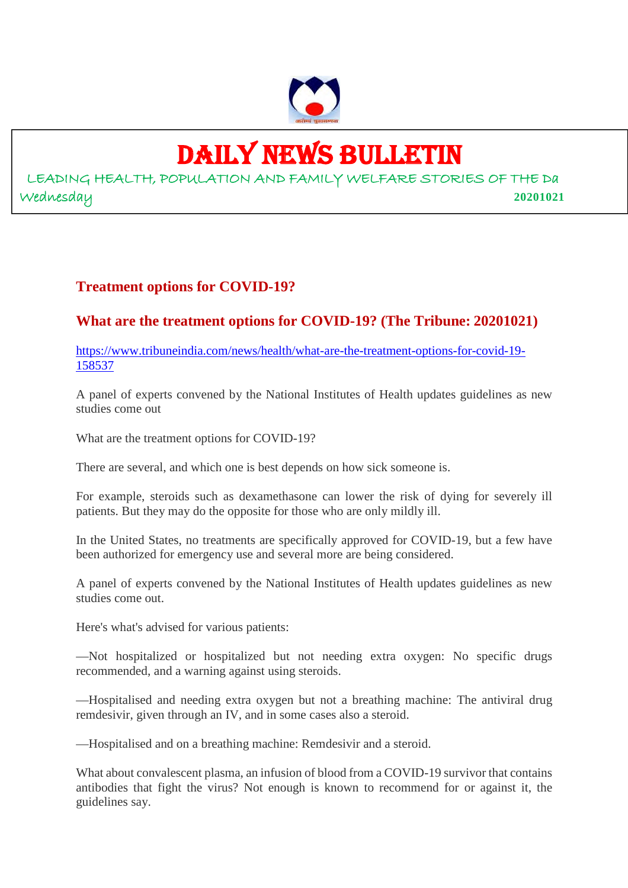# DAILY NEWS BULLETIN

LEADING HEALTH, POPULATION AND FAMILY WELFARE STORIES OF THE Da

Wednesday **20201021**

## Treatment options for COVID-19?

## What are the treatment options for COVID-19? (The Tribune: 20201021)

https://www.tribuneindia.com/news/health/what-are-the-treatment-options-for-covid-19-158537

A panel of experts convened by the National Institutes of Health updates guidelines as new studies come out

What are the treatment options for COVID-19?

There are several, and which one is best depends on how sick someone is.

For example, steroids such as dexamethasone can lower the risk of dying for severely ill patients. But they may do the opposite for those who are only mildly ill.

In the United States, no treatments are specifically approved for COVID-19, but a few have been authorized for emergency use and several more are being considered.

A panel of experts convened by the National Institutes of Health updates guidelines as new studies come out.

Here's what's advised for various patients:

—Not hospitalized or hospitalized but not needing extra oxygen: No specific drugs recommended, and a warning against using steroids.

—Hospitalised and needing extra oxygen but not a breathing machine: The antiviral drug remdesivir, given through an IV, and in some cases also a steroid.

—Hospitalised and on a breathing machine: Remdesivir and a steroid.

What about convalescent plasma, an infusion of blood from a COVID-19 survivor that contains antibodies that fight the virus? Not enough is known to recommend for or against it, the guidelines say.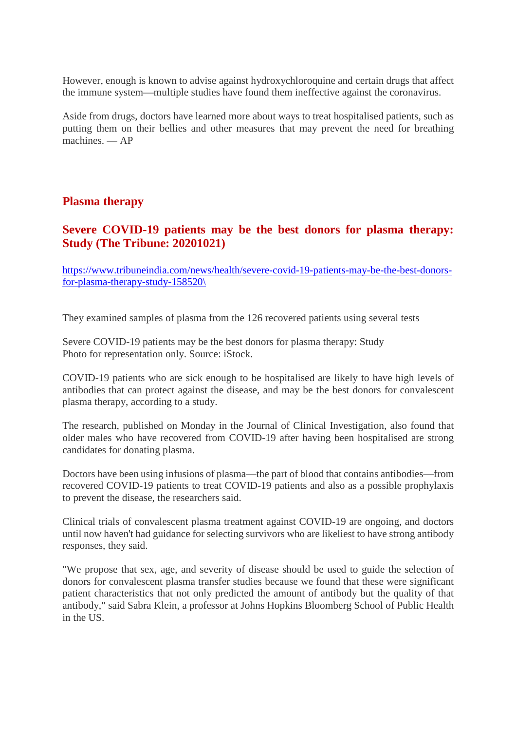However, enough is known to advise against hydroxychloroquine and certain drugs that affect the immune system—multiple studies have found them ineffective against the coronavirus.

Aside from drugs, doctors have learned more about ways to treat hospitalised patients, such as putting them on their bellies and other measures that may prevent the need for breathing machines. — AP

## Plasma therapy

### Severe COVID-19 patients may be the best donors for plasma therapy: Study (The Tribune: 20201021)

https://www.tribuneindia.com/news/health/severe-covid-19-patients-may-be-the-best-donors-for-plasma-therapy-study-158520\

They examined samples of plasma from the 126 recovered patients using several tests

Severe COVID-19 patients may be the best donors for plasma therapy: Study
Photo for representation only. Source: iStock.

COVID-19 patients who are sick enough to be hospitalised are likely to have high levels of antibodies that can protect against the disease, and may be the best donors for convalescent plasma therapy, according to a study.

The research, published on Monday in the Journal of Clinical Investigation, also found that older males who have recovered from COVID-19 after having been hospitalised are strong candidates for donating plasma.

Doctors have been using infusions of plasma—the part of blood that contains antibodies—from recovered COVID-19 patients to treat COVID-19 patients and also as a possible prophylaxis to prevent the disease, the researchers said.

Clinical trials of convalescent plasma treatment against COVID-19 are ongoing, and doctors until now haven't had guidance for selecting survivors who are likeliest to have strong antibody responses, they said.

"We propose that sex, age, and severity of disease should be used to guide the selection of donors for convalescent plasma transfer studies because we found that these were significant patient characteristics that not only predicted the amount of antibody but the quality of that antibody," said Sabra Klein, a professor at Johns Hopkins Bloomberg School of Public Health in the US.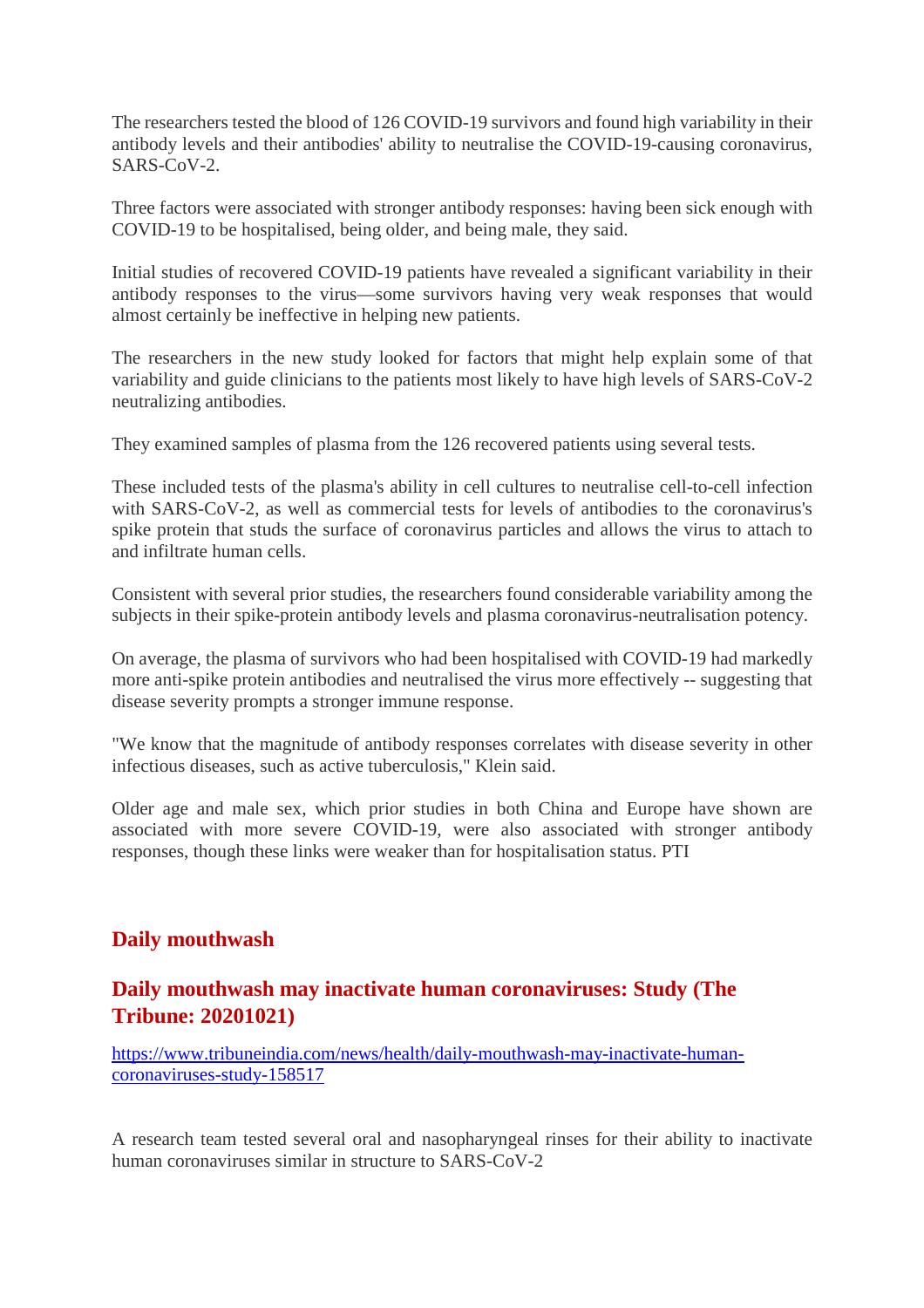The researchers tested the blood of 126 COVID-19 survivors and found high variability in their antibody levels and their antibodies' ability to neutralise the COVID-19-causing coronavirus, SARS-CoV-2.

Three factors were associated with stronger antibody responses: having been sick enough with COVID-19 to be hospitalised, being older, and being male, they said.

Initial studies of recovered COVID-19 patients have revealed a significant variability in their antibody responses to the virus—some survivors having very weak responses that would almost certainly be ineffective in helping new patients.

The researchers in the new study looked for factors that might help explain some of that variability and guide clinicians to the patients most likely to have high levels of SARS-CoV-2 neutralizing antibodies.

They examined samples of plasma from the 126 recovered patients using several tests.

These included tests of the plasma's ability in cell cultures to neutralise cell-to-cell infection with SARS-CoV-2, as well as commercial tests for levels of antibodies to the coronavirus's spike protein that studs the surface of coronavirus particles and allows the virus to attach to and infiltrate human cells.

Consistent with several prior studies, the researchers found considerable variability among the subjects in their spike-protein antibody levels and plasma coronavirus-neutralisation potency.

On average, the plasma of survivors who had been hospitalised with COVID-19 had markedly more anti-spike protein antibodies and neutralised the virus more effectively -- suggesting that disease severity prompts a stronger immune response.

"We know that the magnitude of antibody responses correlates with disease severity in other infectious diseases, such as active tuberculosis," Klein said.

Older age and male sex, which prior studies in both China and Europe have shown are associated with more severe COVID-19, were also associated with stronger antibody responses, though these links were weaker than for hospitalisation status. PTI

## Daily mouthwash

### Daily mouthwash may inactivate human coronaviruses: Study (The Tribune: 20201021)

https://www.tribuneindia.com/news/health/daily-mouthwash-may-inactivate-human-coronaviruses-study-158517

A research team tested several oral and nasopharyngeal rinses for their ability to inactivate human coronaviruses similar in structure to SARS-CoV-2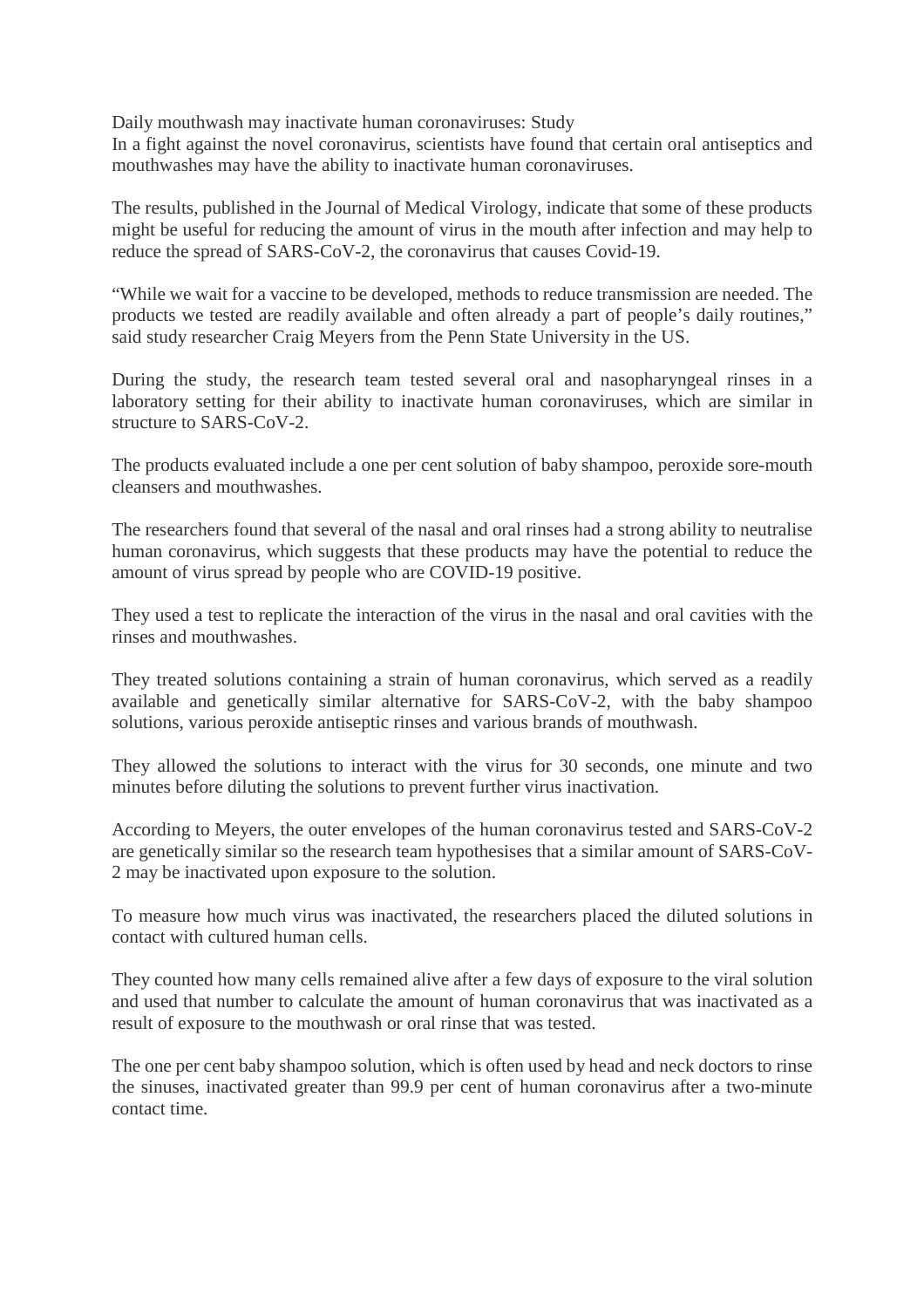Daily mouthwash may inactivate human coronaviruses: Study

In a fight against the novel coronavirus, scientists have found that certain oral antiseptics and mouthwashes may have the ability to inactivate human coronaviruses.

The results, published in the Journal of Medical Virology, indicate that some of these products might be useful for reducing the amount of virus in the mouth after infection and may help to reduce the spread of SARS-CoV-2, the coronavirus that causes Covid-19.

"While we wait for a vaccine to be developed, methods to reduce transmission are needed. The products we tested are readily available and often already a part of people's daily routines," said study researcher Craig Meyers from the Penn State University in the US.

During the study, the research team tested several oral and nasopharyngeal rinses in a laboratory setting for their ability to inactivate human coronaviruses, which are similar in structure to SARS-CoV-2.

The products evaluated include a one per cent solution of baby shampoo, peroxide sore-mouth cleansers and mouthwashes.

The researchers found that several of the nasal and oral rinses had a strong ability to neutralise human coronavirus, which suggests that these products may have the potential to reduce the amount of virus spread by people who are COVID-19 positive.

They used a test to replicate the interaction of the virus in the nasal and oral cavities with the rinses and mouthwashes.

They treated solutions containing a strain of human coronavirus, which served as a readily available and genetically similar alternative for SARS-CoV-2, with the baby shampoo solutions, various peroxide antiseptic rinses and various brands of mouthwash.

They allowed the solutions to interact with the virus for 30 seconds, one minute and two minutes before diluting the solutions to prevent further virus inactivation.

According to Meyers, the outer envelopes of the human coronavirus tested and SARS-CoV-2 are genetically similar so the research team hypothesises that a similar amount of SARS-CoV-2 may be inactivated upon exposure to the solution.

To measure how much virus was inactivated, the researchers placed the diluted solutions in contact with cultured human cells.

They counted how many cells remained alive after a few days of exposure to the viral solution and used that number to calculate the amount of human coronavirus that was inactivated as a result of exposure to the mouthwash or oral rinse that was tested.

The one per cent baby shampoo solution, which is often used by head and neck doctors to rinse the sinuses, inactivated greater than 99.9 per cent of human coronavirus after a two-minute contact time.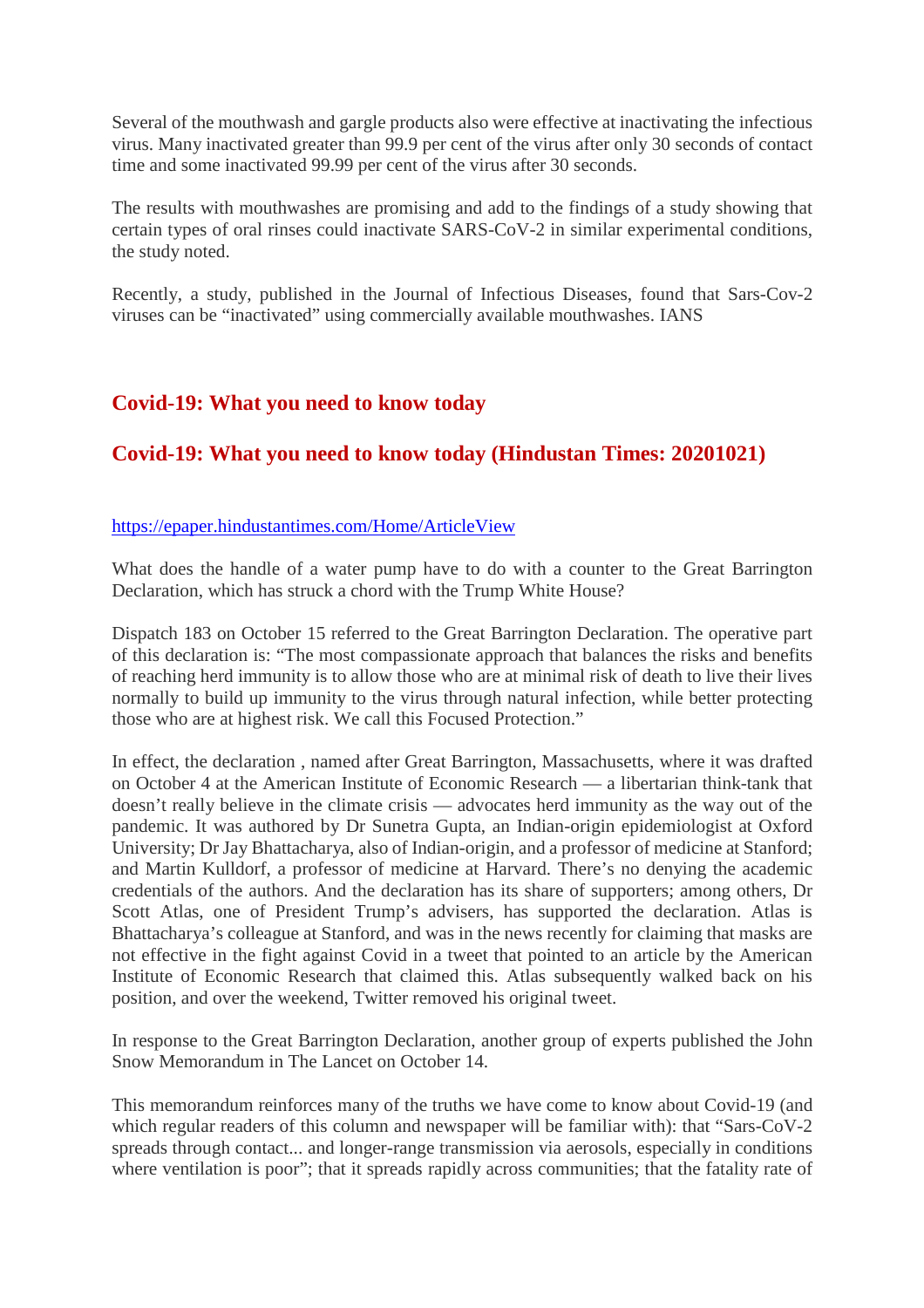Several of the mouthwash and gargle products also were effective at inactivating the infectious virus. Many inactivated greater than 99.9 per cent of the virus after only 30 seconds of contact time and some inactivated 99.99 per cent of the virus after 30 seconds.

The results with mouthwashes are promising and add to the findings of a study showing that certain types of oral rinses could inactivate SARS-CoV-2 in similar experimental conditions, the study noted.

Recently, a study, published in the Journal of Infectious Diseases, found that Sars-Cov-2 viruses can be "inactivated" using commercially available mouthwashes. IANS

## Covid-19: What you need to know today

## Covid-19: What you need to know today (Hindustan Times: 20201021)

https://epaper.hindustantimes.com/Home/ArticleView

What does the handle of a water pump have to do with a counter to the Great Barrington Declaration, which has struck a chord with the Trump White House?

Dispatch 183 on October 15 referred to the Great Barrington Declaration. The operative part of this declaration is: "The most compassionate approach that balances the risks and benefits of reaching herd immunity is to allow those who are at minimal risk of death to live their lives normally to build up immunity to the virus through natural infection, while better protecting those who are at highest risk. We call this Focused Protection."

In effect, the declaration , named after Great Barrington, Massachusetts, where it was drafted on October 4 at the American Institute of Economic Research — a libertarian think-tank that doesn't really believe in the climate crisis — advocates herd immunity as the way out of the pandemic. It was authored by Dr Sunetra Gupta, an Indian-origin epidemiologist at Oxford University; Dr Jay Bhattacharya, also of Indian-origin, and a professor of medicine at Stanford; and Martin Kulldorf, a professor of medicine at Harvard. There's no denying the academic credentials of the authors. And the declaration has its share of supporters; among others, Dr Scott Atlas, one of President Trump's advisers, has supported the declaration. Atlas is Bhattacharya's colleague at Stanford, and was in the news recently for claiming that masks are not effective in the fight against Covid in a tweet that pointed to an article by the American Institute of Economic Research that claimed this. Atlas subsequently walked back on his position, and over the weekend, Twitter removed his original tweet.

In response to the Great Barrington Declaration, another group of experts published the John Snow Memorandum in The Lancet on October 14.

This memorandum reinforces many of the truths we have come to know about Covid-19 (and which regular readers of this column and newspaper will be familiar with): that "Sars-CoV-2 spreads through contact... and longer-range transmission via aerosols, especially in conditions where ventilation is poor"; that it spreads rapidly across communities; that the fatality rate of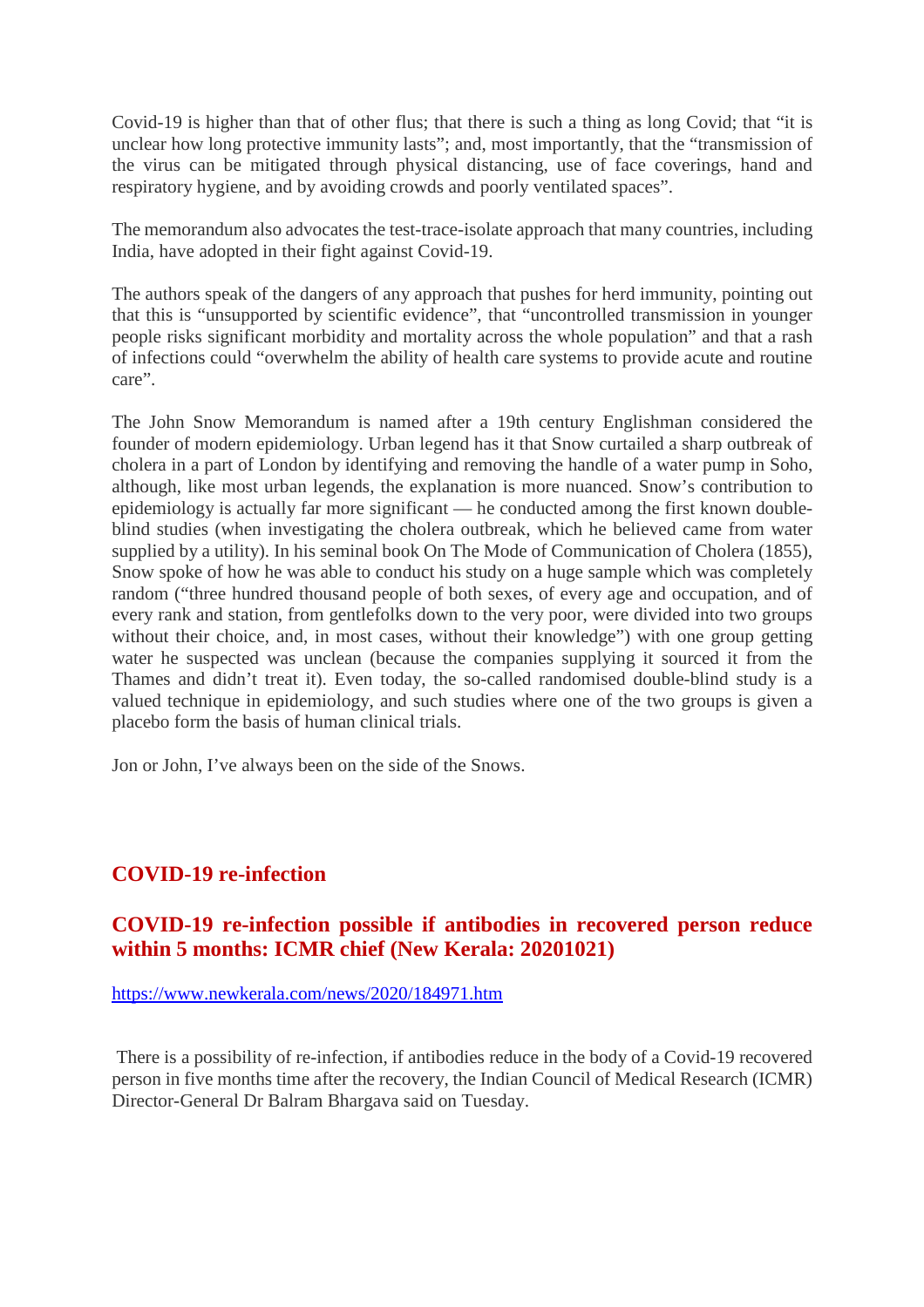Covid-19 is higher than that of other flus; that there is such a thing as long Covid; that "it is unclear how long protective immunity lasts"; and, most importantly, that the "transmission of the virus can be mitigated through physical distancing, use of face coverings, hand and respiratory hygiene, and by avoiding crowds and poorly ventilated spaces".

The memorandum also advocates the test-trace-isolate approach that many countries, including India, have adopted in their fight against Covid-19.

The authors speak of the dangers of any approach that pushes for herd immunity, pointing out that this is "unsupported by scientific evidence", that "uncontrolled transmission in younger people risks significant morbidity and mortality across the whole population" and that a rash of infections could "overwhelm the ability of health care systems to provide acute and routine care".

The John Snow Memorandum is named after a 19th century Englishman considered the founder of modern epidemiology. Urban legend has it that Snow curtailed a sharp outbreak of cholera in a part of London by identifying and removing the handle of a water pump in Soho, although, like most urban legends, the explanation is more nuanced. Snow's contribution to epidemiology is actually far more significant — he conducted among the first known double-blind studies (when investigating the cholera outbreak, which he believed came from water supplied by a utility). In his seminal book On The Mode of Communication of Cholera (1855), Snow spoke of how he was able to conduct his study on a huge sample which was completely random ("three hundred thousand people of both sexes, of every age and occupation, and of every rank and station, from gentlefolks down to the very poor, were divided into two groups without their choice, and, in most cases, without their knowledge") with one group getting water he suspected was unclean (because the companies supplying it sourced it from the Thames and didn't treat it). Even today, the so-called randomised double-blind study is a valued technique in epidemiology, and such studies where one of the two groups is given a placebo form the basis of human clinical trials.

Jon or John, I've always been on the side of the Snows.

## COVID-19 re-infection

## COVID-19 re-infection possible if antibodies in recovered person reduce within 5 months: ICMR chief (New Kerala: 20201021)

https://www.newkerala.com/news/2020/184971.htm

There is a possibility of re-infection, if antibodies reduce in the body of a Covid-19 recovered person in five months time after the recovery, the Indian Council of Medical Research (ICMR) Director-General Dr Balram Bhargava said on Tuesday.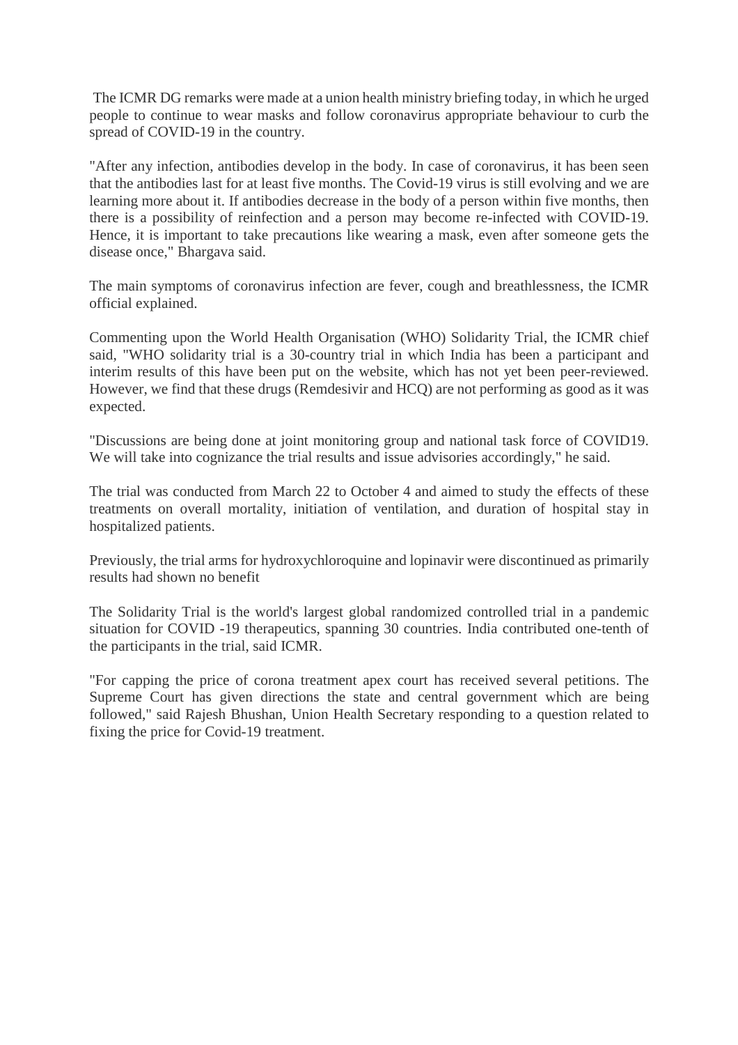The ICMR DG remarks were made at a union health ministry briefing today, in which he urged people to continue to wear masks and follow coronavirus appropriate behaviour to curb the spread of COVID-19 in the country.

"After any infection, antibodies develop in the body. In case of coronavirus, it has been seen that the antibodies last for at least five months. The Covid-19 virus is still evolving and we are learning more about it. If antibodies decrease in the body of a person within five months, then there is a possibility of reinfection and a person may become re-infected with COVID-19. Hence, it is important to take precautions like wearing a mask, even after someone gets the disease once," Bhargava said.

The main symptoms of coronavirus infection are fever, cough and breathlessness, the ICMR official explained.

Commenting upon the World Health Organisation (WHO) Solidarity Trial, the ICMR chief said, "WHO solidarity trial is a 30-country trial in which India has been a participant and interim results of this have been put on the website, which has not yet been peer-reviewed. However, we find that these drugs (Remdesivir and HCQ) are not performing as good as it was expected.

"Discussions are being done at joint monitoring group and national task force of COVID19. We will take into cognizance the trial results and issue advisories accordingly," he said.

The trial was conducted from March 22 to October 4 and aimed to study the effects of these treatments on overall mortality, initiation of ventilation, and duration of hospital stay in hospitalized patients.

Previously, the trial arms for hydroxychloroquine and lopinavir were discontinued as primarily results had shown no benefit

The Solidarity Trial is the world's largest global randomized controlled trial in a pandemic situation for COVID -19 therapeutics, spanning 30 countries. India contributed one-tenth of the participants in the trial, said ICMR.

"For capping the price of corona treatment apex court has received several petitions. The Supreme Court has given directions the state and central government which are being followed," said Rajesh Bhushan, Union Health Secretary responding to a question related to fixing the price for Covid-19 treatment.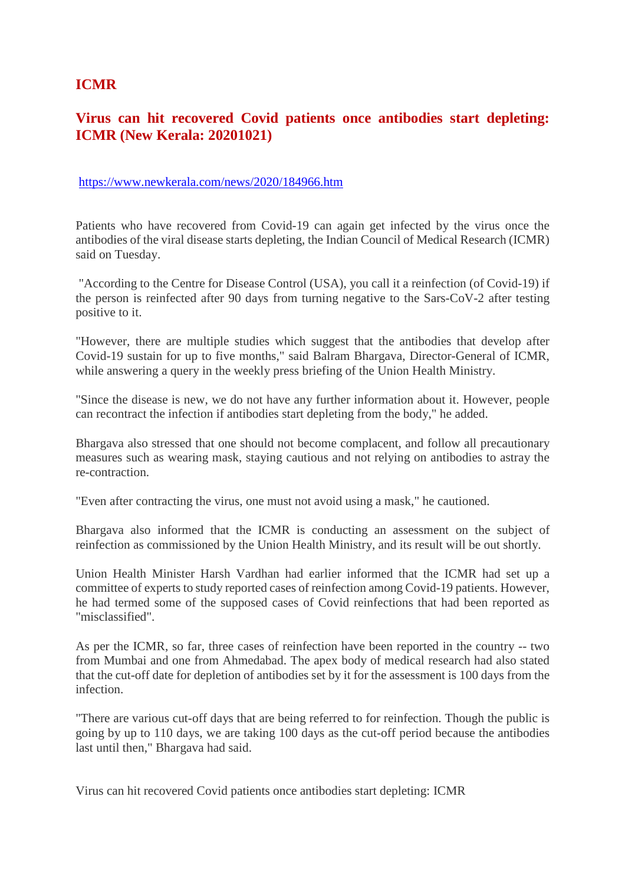## ICMR

## Virus can hit recovered Covid patients once antibodies start depleting: ICMR (New Kerala: 20201021)

https://www.newkerala.com/news/2020/184966.htm

Patients who have recovered from Covid-19 can again get infected by the virus once the antibodies of the viral disease starts depleting, the Indian Council of Medical Research (ICMR) said on Tuesday.

"According to the Centre for Disease Control (USA), you call it a reinfection (of Covid-19) if the person is reinfected after 90 days from turning negative to the Sars-CoV-2 after testing positive to it.

"However, there are multiple studies which suggest that the antibodies that develop after Covid-19 sustain for up to five months," said Balram Bhargava, Director-General of ICMR, while answering a query in the weekly press briefing of the Union Health Ministry.

"Since the disease is new, we do not have any further information about it. However, people can recontract the infection if antibodies start depleting from the body," he added.

Bhargava also stressed that one should not become complacent, and follow all precautionary measures such as wearing mask, staying cautious and not relying on antibodies to astray the re-contraction.

"Even after contracting the virus, one must not avoid using a mask," he cautioned.

Bhargava also informed that the ICMR is conducting an assessment on the subject of reinfection as commissioned by the Union Health Ministry, and its result will be out shortly.

Union Health Minister Harsh Vardhan had earlier informed that the ICMR had set up a committee of experts to study reported cases of reinfection among Covid-19 patients. However, he had termed some of the supposed cases of Covid reinfections that had been reported as "misclassified".

As per the ICMR, so far, three cases of reinfection have been reported in the country -- two from Mumbai and one from Ahmedabad. The apex body of medical research had also stated that the cut-off date for depletion of antibodies set by it for the assessment is 100 days from the infection.

"There are various cut-off days that are being referred to for reinfection. Though the public is going by up to 110 days, we are taking 100 days as the cut-off period because the antibodies last until then," Bhargava had said.

Virus can hit recovered Covid patients once antibodies start depleting: ICMR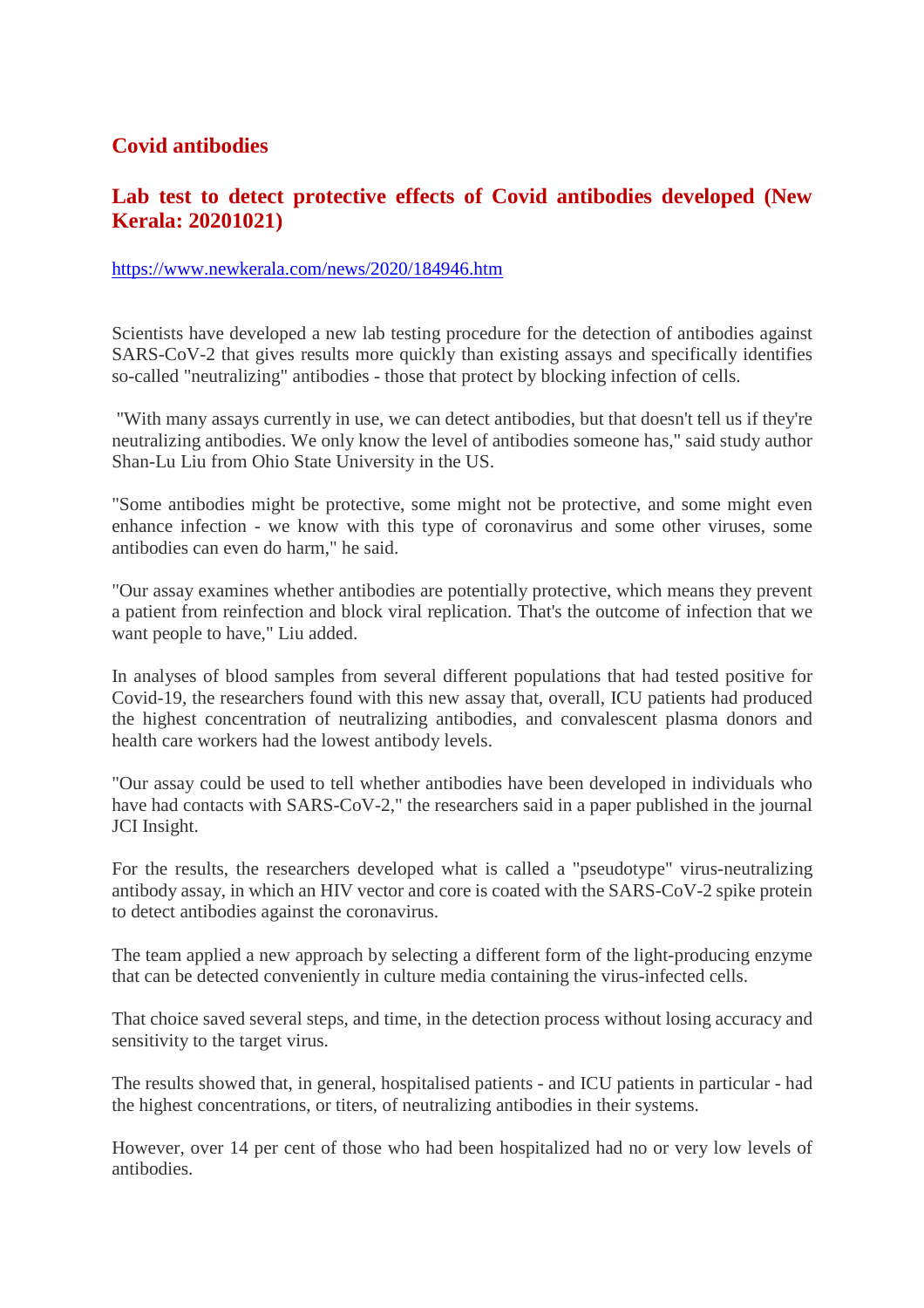## Covid antibodies

## Lab test to detect protective effects of Covid antibodies developed (New Kerala: 20201021)

https://www.newkerala.com/news/2020/184946.htm

Scientists have developed a new lab testing procedure for the detection of antibodies against SARS-CoV-2 that gives results more quickly than existing assays and specifically identifies so-called "neutralizing" antibodies - those that protect by blocking infection of cells.

"With many assays currently in use, we can detect antibodies, but that doesn't tell us if they're neutralizing antibodies. We only know the level of antibodies someone has," said study author Shan-Lu Liu from Ohio State University in the US.

"Some antibodies might be protective, some might not be protective, and some might even enhance infection - we know with this type of coronavirus and some other viruses, some antibodies can even do harm," he said.

"Our assay examines whether antibodies are potentially protective, which means they prevent a patient from reinfection and block viral replication. That's the outcome of infection that we want people to have," Liu added.

In analyses of blood samples from several different populations that had tested positive for Covid-19, the researchers found with this new assay that, overall, ICU patients had produced the highest concentration of neutralizing antibodies, and convalescent plasma donors and health care workers had the lowest antibody levels.

"Our assay could be used to tell whether antibodies have been developed in individuals who have had contacts with SARS-CoV-2," the researchers said in a paper published in the journal JCI Insight.

For the results, the researchers developed what is called a "pseudotype" virus-neutralizing antibody assay, in which an HIV vector and core is coated with the SARS-CoV-2 spike protein to detect antibodies against the coronavirus.

The team applied a new approach by selecting a different form of the light-producing enzyme that can be detected conveniently in culture media containing the virus-infected cells.

That choice saved several steps, and time, in the detection process without losing accuracy and sensitivity to the target virus.

The results showed that, in general, hospitalised patients - and ICU patients in particular - had the highest concentrations, or titers, of neutralizing antibodies in their systems.

However, over 14 per cent of those who had been hospitalized had no or very low levels of antibodies.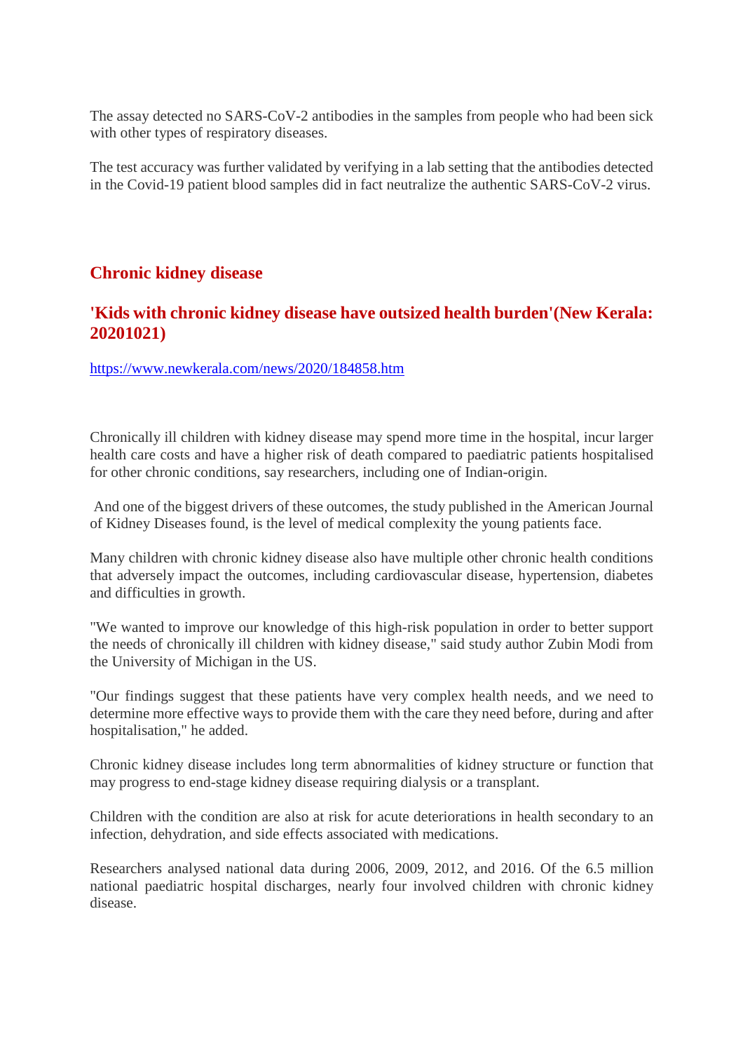The assay detected no SARS-CoV-2 antibodies in the samples from people who had been sick with other types of respiratory diseases.

The test accuracy was further validated by verifying in a lab setting that the antibodies detected in the Covid-19 patient blood samples did in fact neutralize the authentic SARS-CoV-2 virus.

## Chronic kidney disease

### 'Kids with chronic kidney disease have outsized health burden'(New Kerala: 20201021)

https://www.newkerala.com/news/2020/184858.htm

Chronically ill children with kidney disease may spend more time in the hospital, incur larger health care costs and have a higher risk of death compared to paediatric patients hospitalised for other chronic conditions, say researchers, including one of Indian-origin.

And one of the biggest drivers of these outcomes, the study published in the American Journal of Kidney Diseases found, is the level of medical complexity the young patients face.

Many children with chronic kidney disease also have multiple other chronic health conditions that adversely impact the outcomes, including cardiovascular disease, hypertension, diabetes and difficulties in growth.

"We wanted to improve our knowledge of this high-risk population in order to better support the needs of chronically ill children with kidney disease," said study author Zubin Modi from the University of Michigan in the US.

"Our findings suggest that these patients have very complex health needs, and we need to determine more effective ways to provide them with the care they need before, during and after hospitalisation," he added.

Chronic kidney disease includes long term abnormalities of kidney structure or function that may progress to end-stage kidney disease requiring dialysis or a transplant.

Children with the condition are also at risk for acute deteriorations in health secondary to an infection, dehydration, and side effects associated with medications.

Researchers analysed national data during 2006, 2009, 2012, and 2016. Of the 6.5 million national paediatric hospital discharges, nearly four involved children with chronic kidney disease.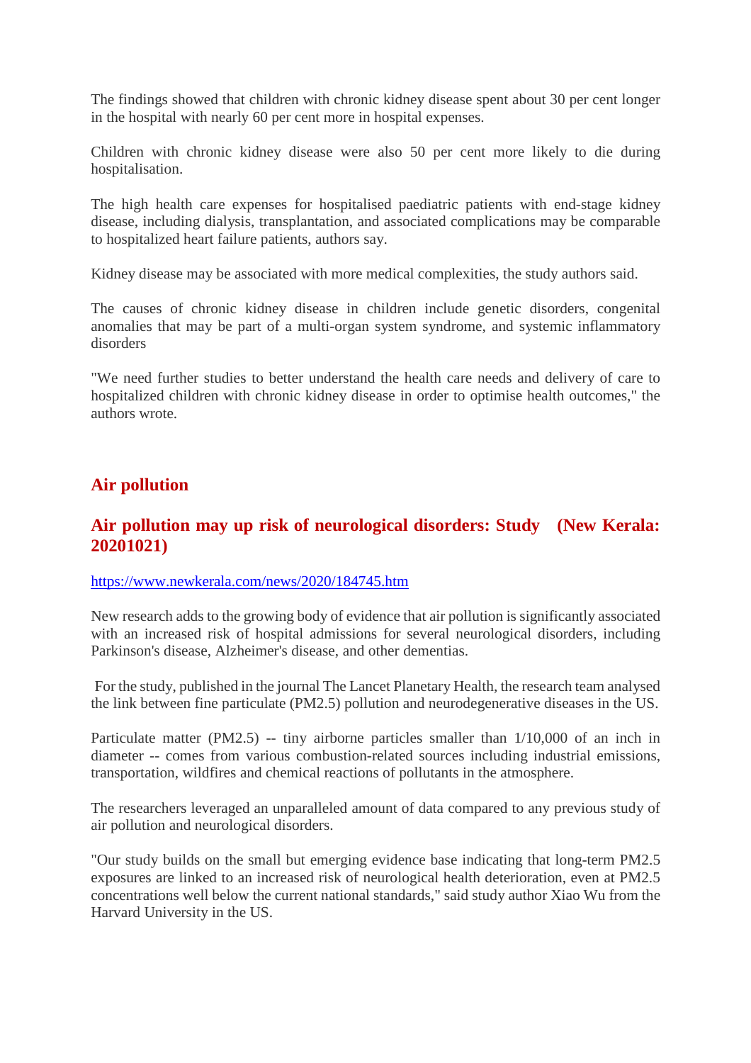The findings showed that children with chronic kidney disease spent about 30 per cent longer in the hospital with nearly 60 per cent more in hospital expenses.

Children with chronic kidney disease were also 50 per cent more likely to die during hospitalisation.

The high health care expenses for hospitalised paediatric patients with end-stage kidney disease, including dialysis, transplantation, and associated complications may be comparable to hospitalized heart failure patients, authors say.

Kidney disease may be associated with more medical complexities, the study authors said.

The causes of chronic kidney disease in children include genetic disorders, congenital anomalies that may be part of a multi-organ system syndrome, and systemic inflammatory disorders

"We need further studies to better understand the health care needs and delivery of care to hospitalized children with chronic kidney disease in order to optimise health outcomes," the authors wrote.

## Air pollution

### Air pollution may up risk of neurological disorders: Study (New Kerala: 20201021)

https://www.newkerala.com/news/2020/184745.htm

New research adds to the growing body of evidence that air pollution is significantly associated with an increased risk of hospital admissions for several neurological disorders, including Parkinson's disease, Alzheimer's disease, and other dementias.

For the study, published in the journal The Lancet Planetary Health, the research team analysed the link between fine particulate (PM2.5) pollution and neurodegenerative diseases in the US.

Particulate matter (PM2.5) -- tiny airborne particles smaller than 1/10,000 of an inch in diameter -- comes from various combustion-related sources including industrial emissions, transportation, wildfires and chemical reactions of pollutants in the atmosphere.

The researchers leveraged an unparalleled amount of data compared to any previous study of air pollution and neurological disorders.

"Our study builds on the small but emerging evidence base indicating that long-term PM2.5 exposures are linked to an increased risk of neurological health deterioration, even at PM2.5 concentrations well below the current national standards," said study author Xiao Wu from the Harvard University in the US.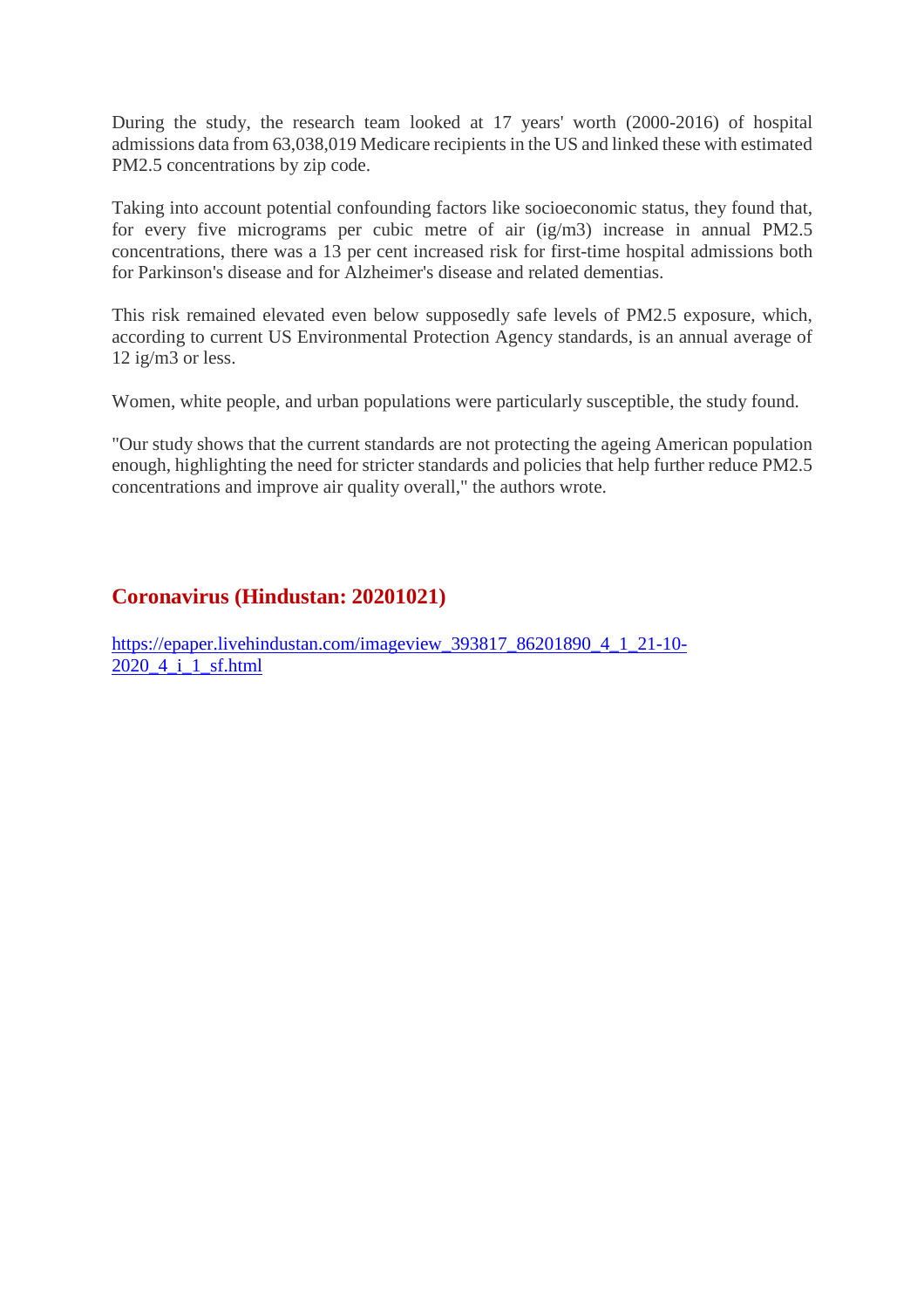During the study, the research team looked at 17 years' worth (2000-2016) of hospital admissions data from 63,038,019 Medicare recipients in the US and linked these with estimated PM2.5 concentrations by zip code.

Taking into account potential confounding factors like socioeconomic status, they found that, for every five micrograms per cubic metre of air (ig/m3) increase in annual PM2.5 concentrations, there was a 13 per cent increased risk for first-time hospital admissions both for Parkinson's disease and for Alzheimer's disease and related dementias.

This risk remained elevated even below supposedly safe levels of PM2.5 exposure, which, according to current US Environmental Protection Agency standards, is an annual average of 12 ig/m3 or less.

Women, white people, and urban populations were particularly susceptible, the study found.

"Our study shows that the current standards are not protecting the ageing American population enough, highlighting the need for stricter standards and policies that help further reduce PM2.5 concentrations and improve air quality overall," the authors wrote.

## Coronavirus (Hindustan: 20201021)

https://epaper.livehindustan.com/imageview_393817_86201890_4_1_21-10-2020_4_i_1_sf.html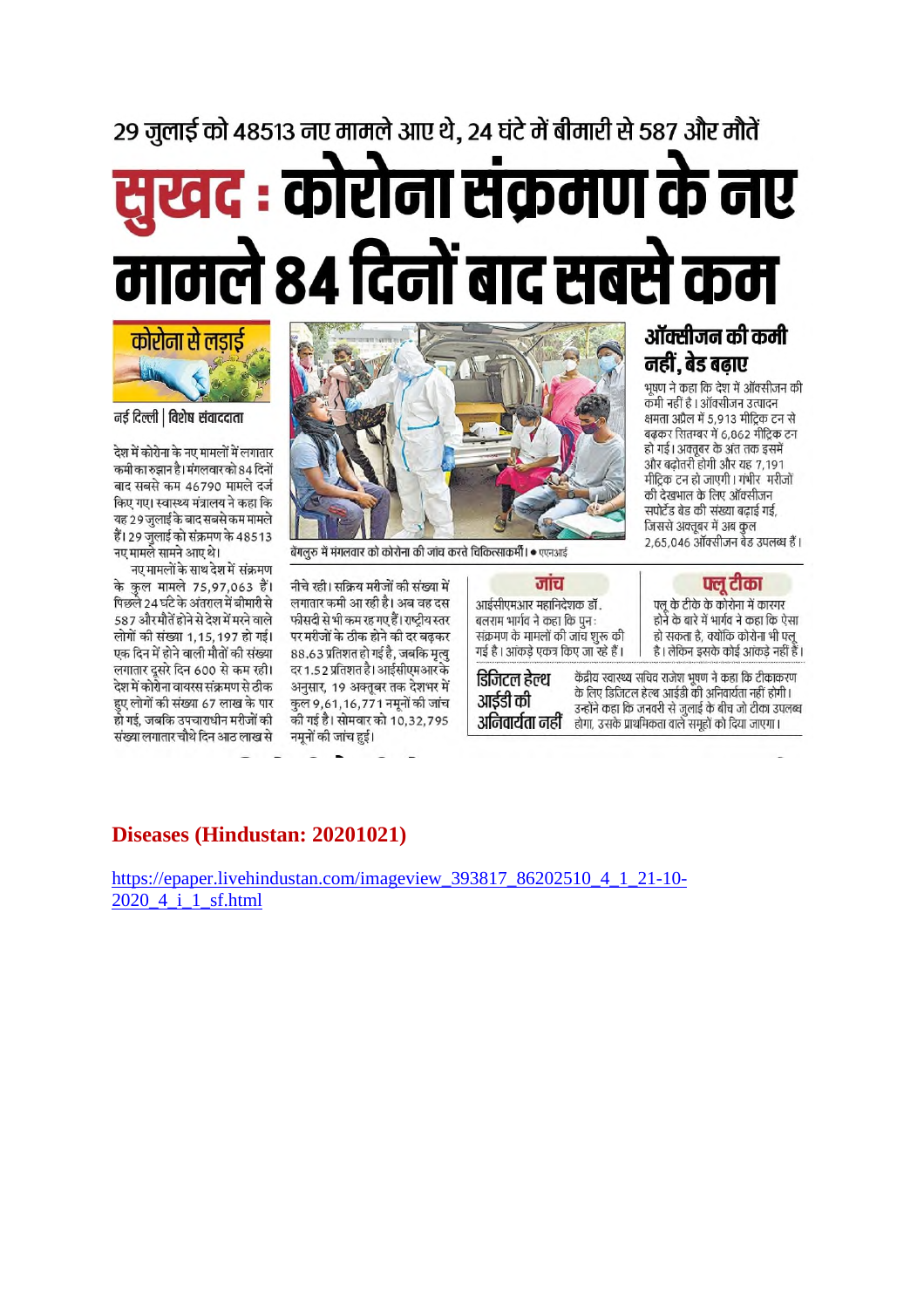29 जुलाई को 48513 नए मामले आए थे, 24 घंटे में बीमारी से 587 और मौतें

# सुखद : कोरोना संक्रमण के नए मामले 84 दिनों बाद सबसे कम

**कोरोना से लड़ाई**

नई दिल्ली | विशेष संवाददाता

देश में कोरोना के नए मामलों में लगातार कमी का रुझान है। मंगलवार को 84 दिनों बाद सबसे कम 46790 मामले दर्ज किए गए। स्वास्थ्य मंत्रालय ने कहा कि यह 29 जुलाई के बाद सबसे कम मामले हैं। 29 जुलाई को संक्रमण के 48513 नए मामले सामने आए थे।

नए मामलों के साथ देश में संक्रमण के कुल मामले 75,97,063 हैं। पिछले 24 घंटे के अंतराल में बीमारी से 587 और मौतें होने से देश में मरने वाले लोगों की संख्या 1,15,197 हो गई। एक दिन में होने वाली मौतों की संख्या लगातार दूसरे दिन 600 से कम रही। देश में कोरोना वायरस संक्रमण से ठीक हुए लोगों की संख्या 67 लाख के पार हो गई, जबकि उपचाराधीन मरीजों की संख्या लगातार चौथे दिन आठ लाख से नीचे रही। सक्रिय मरीजों की संख्या में लगातार कमी आ रही है। अब वह दस फीसदी से भी कम रह गए हैं। राष्ट्रीय स्तर पर मरीजों के ठीक होने की दर बढ़कर 88.63 प्रतिशत हो गई है, जबकि मृत्यु दर 1.52 प्रतिशत है। आईसीएमआर के अनुसार, 19 अक्तूबर तक देशभर में कुल 9,61,16,771 नमूनों की जांच की गई है। सोमवार को 10,32,795 नमूनों की जांच हुई।

बेंगलुरु में मंगलवार को कोरोना की जांच करते चिकित्साकर्मी। • एएनआई

## ऑक्सीजन की कमी नहीं, बेड बढ़ाए

भूषण ने कहा कि देश में ऑक्सीजन की कमी नहीं है। ऑक्सीजन उत्पादन क्षमता अप्रैल में 5,913 मीट्रिक टन से बढ़कर सितम्बर में 6,862 मीट्रिक टन हो गई। अक्तूबर के अंत तक इसमें और बढ़ोतरी होगी और यह 7,191 मीट्रिक टन हो जाएगी। गंभीर मरीजों की देखभाल के लिए ऑक्सीजन सपोर्टेड बेड की संख्या बढ़ाई गई, जिससे अक्तूबर में अब कुल 2,65,046 ऑक्सीजन बेड उपलब्ध हैं।

### जांच

आईसीएमआर महानिदेशक डॉ. बलराम भार्गव ने कहा कि पुनः संक्रमण के मामलों की जांच शुरू की गई है। आंकड़े एकत्र किए जा रहे हैं।

### फ्लू टीका

फ्लू के टीके के कोरोना में कारगर होने के बारे में भार्गव ने कहा कि ऐसा हो सकता है, क्योंकि कोरोना भी फ्लू है। लेकिन इसके कोई आंकड़े नहीं हैं।

### डिजिटल हेल्थ आईडी की अनिवार्यता नहीं

केंद्रीय स्वास्थ्य सचिव राजेश भूषण ने कहा कि टीकाकरण के लिए डिजिटल हेल्थ आईडी की अनिवार्यता नहीं होगी। उन्होंने कहा कि जनवरी से जुलाई के बीच जो टीका उपलब्ध होगा, उसके प्राथमिकता वाले समूहों को दिया जाएगा।

**Diseases (Hindustan: 20201021)**

https://epaper.livehindustan.com/imageview_393817_86202510_4_1_21-10-2020_4_i_1_sf.html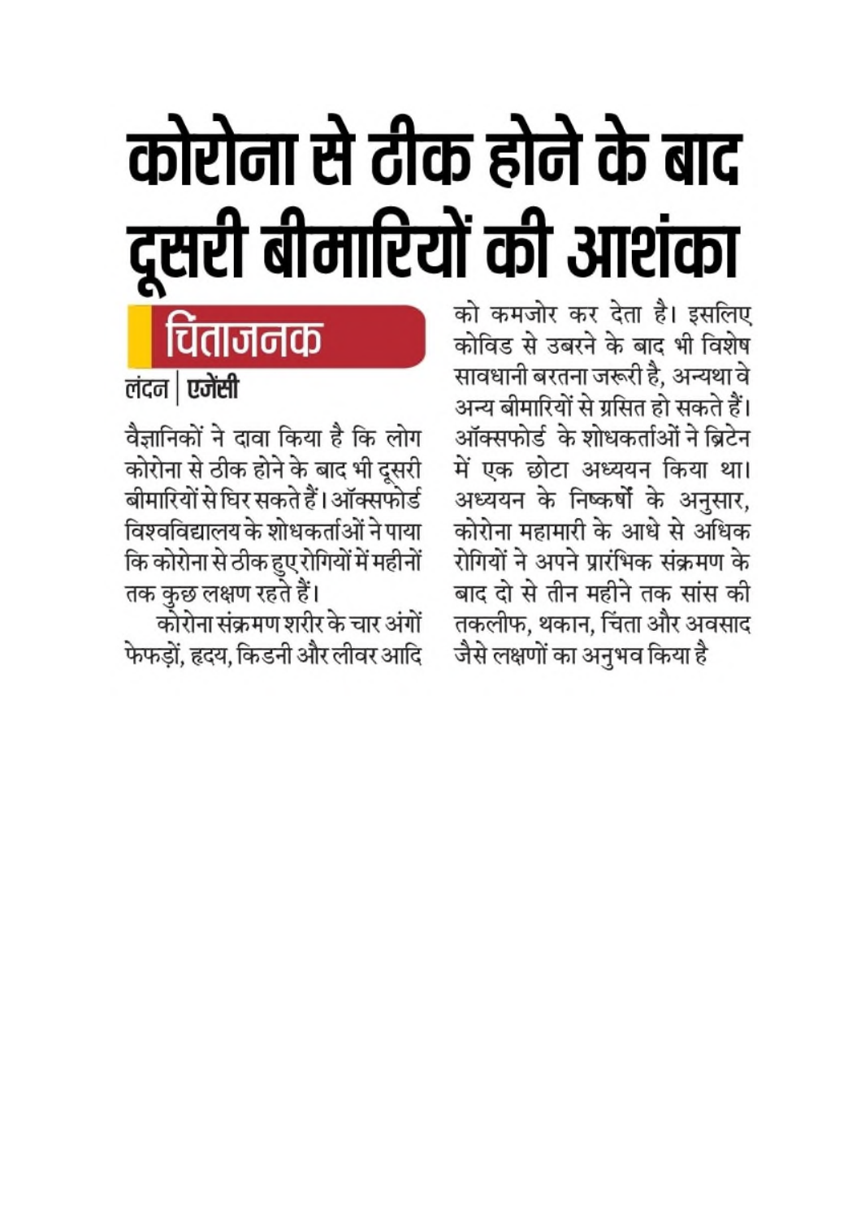# कोरोना से ठीक होने के बाद दूसरी बीमारियों की आशंका

**चिंताजनक**

**लंदन | एजेंसी**

वैज्ञानिकों ने दावा किया है कि लोग कोरोना से ठीक होने के बाद भी दूसरी बीमारियों से घिर सकते हैं। ऑक्सफोर्ड विश्वविद्यालय के शोधकर्ताओं ने पाया कि कोरोना से ठीक हुए रोगियों में महीनों तक कुछ लक्षण रहते हैं।

कोरोना संक्रमण शरीर के चार अंगों फेफड़ों, हृदय, किडनी और लीवर आदि को कमजोर कर देता है। इसलिए कोविड से उबरने के बाद भी विशेष सावधानी बरतना जरूरी है, अन्यथा वे अन्य बीमारियों से ग्रसित हो सकते हैं। ऑक्सफोर्ड के शोधकर्ताओं ने ब्रिटेन में एक छोटा अध्ययन किया था। अध्ययन के निष्कर्षों के अनुसार, कोरोना महामारी के आधे से अधिक रोगियों ने अपने प्रारंभिक संक्रमण के बाद दो से तीन महीने तक सांस की तकलीफ, थकान, चिंता और अवसाद जैसे लक्षणों का अनुभव किया है